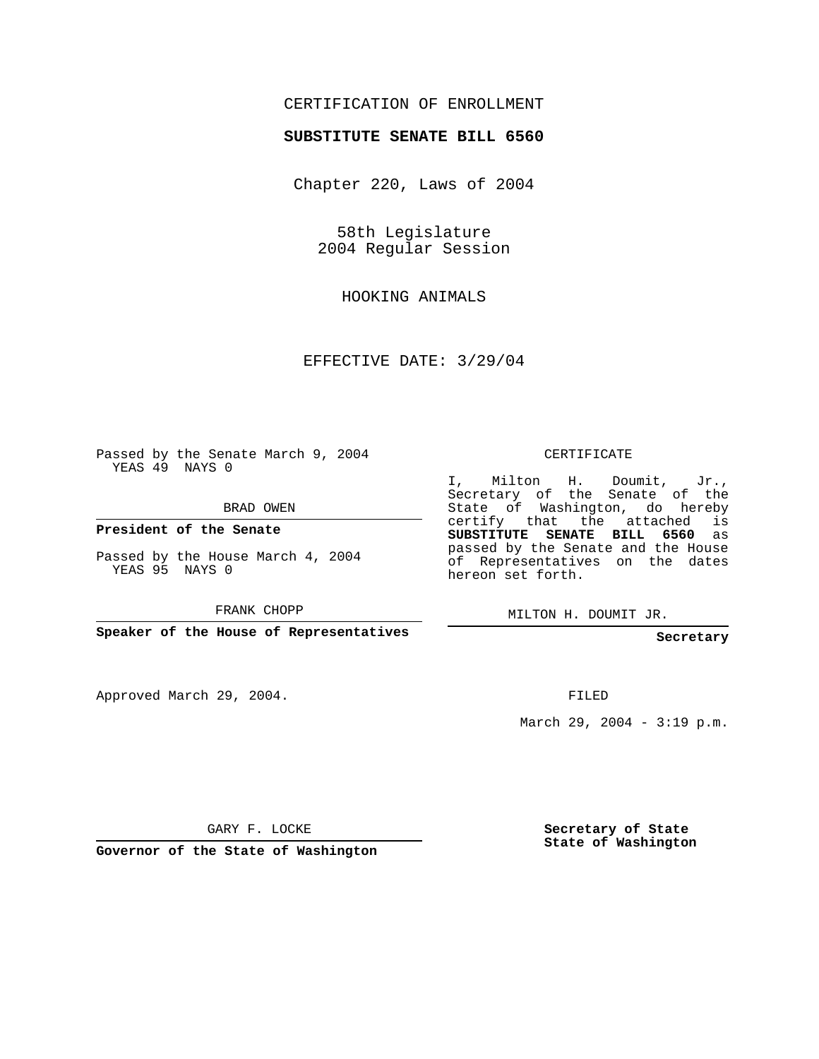CERTIFICATION OF ENROLLMENT

**SUBSTITUTE SENATE BILL 6560**

Chapter 220, Laws of 2004

58th Legislature
2004 Regular Session

HOOKING ANIMALS

EFFECTIVE DATE: 3/29/04

Passed by the Senate March 9, 2004
YEAS 49 NAYS 0

BRAD OWEN

**President of the Senate**

Passed by the House March 4, 2004
YEAS 95 NAYS 0

FRANK CHOPP

**Speaker of the House of Representatives**

Approved March 29, 2004.

GARY F. LOCKE

**Governor of the State of Washington**

CERTIFICATE

I, Milton H. Doumit, Jr., Secretary of the Senate of the State of Washington, do hereby certify that the attached is **SUBSTITUTE SENATE BILL 6560** as passed by the Senate and the House of Representatives on the dates hereon set forth.

MILTON H. DOUMIT JR.

**Secretary**

FILED

March 29, 2004 - 3:19 p.m.

**Secretary of State**
**State of Washington**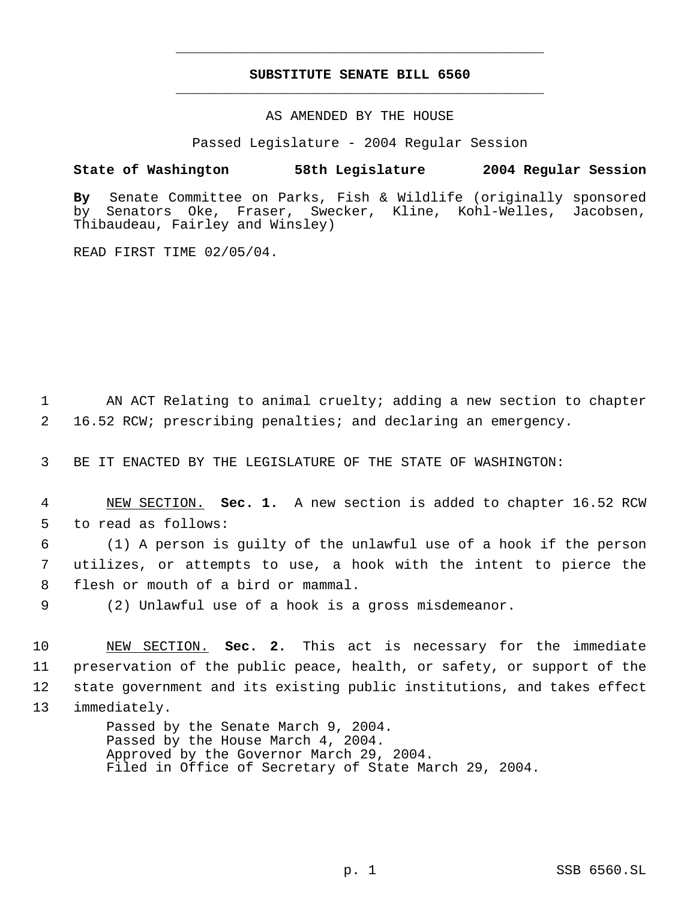# SUBSTITUTE SENATE BILL 6560

AS AMENDED BY THE HOUSE

Passed Legislature - 2004 Regular Session

**State of Washington 58th Legislature 2004 Regular Session**

**By** Senate Committee on Parks, Fish & Wildlife (originally sponsored by Senators Oke, Fraser, Swecker, Kline, Kohl-Welles, Jacobsen, Thibaudeau, Fairley and Winsley)

READ FIRST TIME 02/05/04.

1 AN ACT Relating to animal cruelty; adding a new section to chapter
2 16.52 RCW; prescribing penalties; and declaring an emergency.

3 BE IT ENACTED BY THE LEGISLATURE OF THE STATE OF WASHINGTON:

4 NEW SECTION. **Sec. 1.** A new section is added to chapter 16.52 RCW
5 to read as follows:
6 (1) A person is guilty of the unlawful use of a hook if the person
7 utilizes, or attempts to use, a hook with the intent to pierce the
8 flesh or mouth of a bird or mammal.
9 (2) Unlawful use of a hook is a gross misdemeanor.

10 NEW SECTION. **Sec. 2.** This act is necessary for the immediate
11 preservation of the public peace, health, or safety, or support of the
12 state government and its existing public institutions, and takes effect
13 immediately.

Passed by the Senate March 9, 2004.
Passed by the House March 4, 2004.
Approved by the Governor March 29, 2004.
Filed in Office of Secretary of State March 29, 2004.